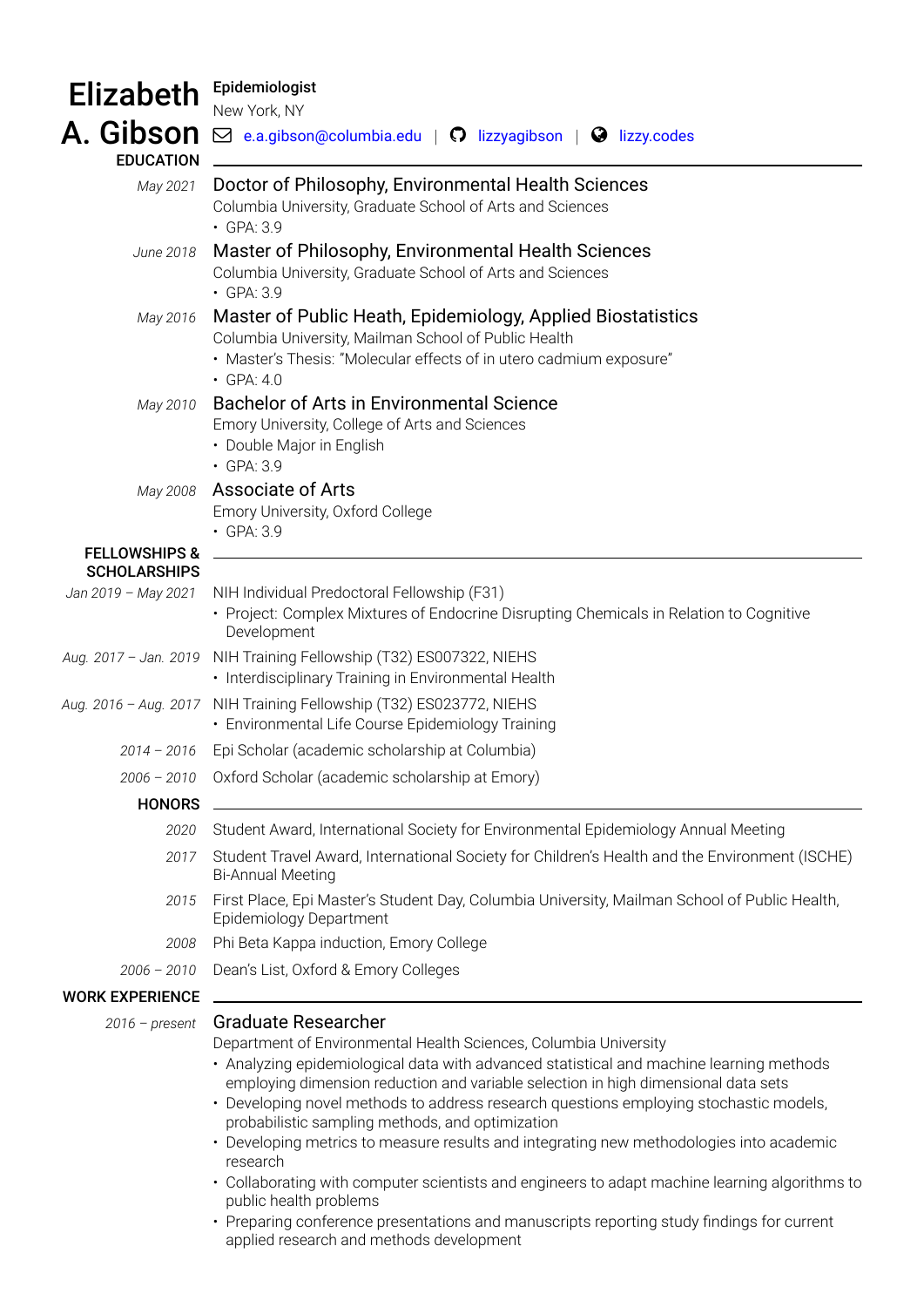# Elizabeth A. Gibson

**Epidemiologist**

New York, NY

e.a.gibson@columbia.edu | lizzyagibson | lizzy.codes

## EDUCATION

*May 2021* — **Doctor of Philosophy, Environmental Health Sciences**
Columbia University, Graduate School of Arts and Sciences
- GPA: 3.9

*June 2018* — **Master of Philosophy, Environmental Health Sciences**
Columbia University, Graduate School of Arts and Sciences
- GPA: 3.9

*May 2016* — **Master of Public Heath, Epidemiology, Applied Biostatistics**
Columbia University, Mailman School of Public Health
- Master's Thesis: "Molecular effects of in utero cadmium exposure"
- GPA: 4.0

*May 2010* — **Bachelor of Arts in Environmental Science**
Emory University, College of Arts and Sciences
- Double Major in English
- GPA: 3.9

*May 2008* — **Associate of Arts**
Emory University, Oxford College
- GPA: 3.9

## FELLOWSHIPS & SCHOLARSHIPS

*Jan 2019 – May 2021* — NIH Individual Predoctoral Fellowship (F31)
- Project: Complex Mixtures of Endocrine Disrupting Chemicals in Relation to Cognitive Development

*Aug. 2017 – Jan. 2019* — NIH Training Fellowship (T32) ES007322, NIEHS
- Interdisciplinary Training in Environmental Health

*Aug. 2016 – Aug. 2017* — NIH Training Fellowship (T32) ES023772, NIEHS
- Environmental Life Course Epidemiology Training

*2014 – 2016* — Epi Scholar (academic scholarship at Columbia)

*2006 – 2010* — Oxford Scholar (academic scholarship at Emory)

## HONORS

*2020* — Student Award, International Society for Environmental Epidemiology Annual Meeting

*2017* — Student Travel Award, International Society for Children's Health and the Environment (ISCHE) Bi-Annual Meeting

*2015* — First Place, Epi Master's Student Day, Columbia University, Mailman School of Public Health, Epidemiology Department

*2008* — Phi Beta Kappa induction, Emory College

*2006 – 2010* — Dean's List, Oxford & Emory Colleges

## WORK EXPERIENCE

*2016 – present* — **Graduate Researcher**
Department of Environmental Health Sciences, Columbia University
- Analyzing epidemiological data with advanced statistical and machine learning methods employing dimension reduction and variable selection in high dimensional data sets
- Developing novel methods to address research questions employing stochastic models, probabilistic sampling methods, and optimization
- Developing metrics to measure results and integrating new methodologies into academic research
- Collaborating with computer scientists and engineers to adapt machine learning algorithms to public health problems
- Preparing conference presentations and manuscripts reporting study findings for current applied research and methods development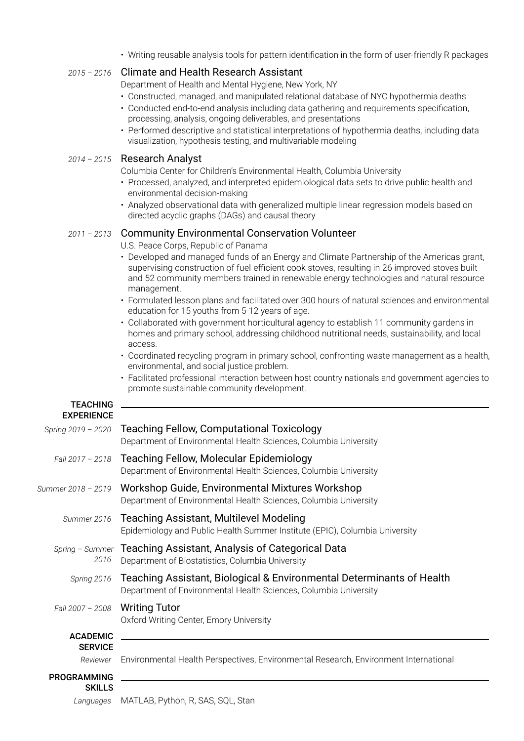- Writing reusable analysis tools for pattern identification in the form of user-friendly R packages

*2015 – 2016* **Climate and Health Research Assistant**
Department of Health and Mental Hygiene, New York, NY
- Constructed, managed, and manipulated relational database of NYC hypothermia deaths
- Conducted end-to-end analysis including data gathering and requirements specification, processing, analysis, ongoing deliverables, and presentations
- Performed descriptive and statistical interpretations of hypothermia deaths, including data visualization, hypothesis testing, and multivariable modeling

*2014 – 2015* **Research Analyst**
Columbia Center for Children's Environmental Health, Columbia University
- Processed, analyzed, and interpreted epidemiological data sets to drive public health and environmental decision-making
- Analyzed observational data with generalized multiple linear regression models based on directed acyclic graphs (DAGs) and causal theory

*2011 – 2013* **Community Environmental Conservation Volunteer**
U.S. Peace Corps, Republic of Panama
- Developed and managed funds of an Energy and Climate Partnership of the Americas grant, supervising construction of fuel-efficient cook stoves, resulting in 26 improved stoves built and 52 community members trained in renewable energy technologies and natural resource management.
- Formulated lesson plans and facilitated over 300 hours of natural sciences and environmental education for 15 youths from 5-12 years of age.
- Collaborated with government horticultural agency to establish 11 community gardens in homes and primary school, addressing childhood nutritional needs, sustainability, and local access.
- Coordinated recycling program in primary school, confronting waste management as a health, environmental, and social justice problem.
- Facilitated professional interaction between host country nationals and government agencies to promote sustainable community development.

## TEACHING EXPERIENCE

*Spring 2019 – 2020* **Teaching Fellow, Computational Toxicology**
Department of Environmental Health Sciences, Columbia University

*Fall 2017 – 2018* **Teaching Fellow, Molecular Epidemiology**
Department of Environmental Health Sciences, Columbia University

*Summer 2018 – 2019* **Workshop Guide, Environmental Mixtures Workshop**
Department of Environmental Health Sciences, Columbia University

*Summer 2016* **Teaching Assistant, Multilevel Modeling**
Epidemiology and Public Health Summer Institute (EPIC), Columbia University

*Spring – Summer 2016* **Teaching Assistant, Analysis of Categorical Data**
Department of Biostatistics, Columbia University

*Spring 2016* **Teaching Assistant, Biological & Environmental Determinants of Health**
Department of Environmental Health Sciences, Columbia University

*Fall 2007 – 2008* **Writing Tutor**
Oxford Writing Center, Emory University

## ACADEMIC SERVICE

*Reviewer* Environmental Health Perspectives, Environmental Research, Environment International

## PROGRAMMING SKILLS

*Languages* MATLAB, Python, R, SAS, SQL, Stan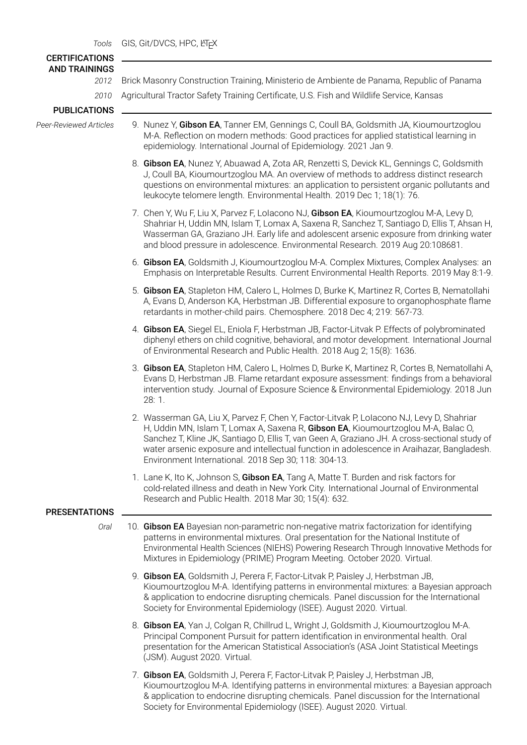*Tools* GIS, Git/DVCS, HPC, LaTeX

## CERTIFICATIONS AND TRAININGS

*2012* Brick Masonry Construction Training, Ministerio de Ambiente de Panama, Republic of Panama

*2010* Agricultural Tractor Safety Training Certificate, U.S. Fish and Wildlife Service, Kansas

## PUBLICATIONS

*Peer-Reviewed Articles*

9. Nunez Y, **Gibson EA**, Tanner EM, Gennings C, Coull BA, Goldsmith JA, Kioumourtzoglou M-A. Reflection on modern methods: Good practices for applied statistical learning in epidemiology. International Journal of Epidemiology. 2021 Jan 9.

8. **Gibson EA**, Nunez Y, Abuawad A, Zota AR, Renzetti S, Devick KL, Gennings C, Goldsmith J, Coull BA, Kioumourtzoglou MA. An overview of methods to address distinct research questions on environmental mixtures: an application to persistent organic pollutants and leukocyte telomere length. Environmental Health. 2019 Dec 1; 18(1): 76.

7. Chen Y, Wu F, Liu X, Parvez F, LoIacono NJ, **Gibson EA**, Kioumourtzoglou M-A, Levy D, Shahriar H, Uddin MN, Islam T, Lomax A, Saxena R, Sanchez T, Santiago D, Ellis T, Ahsan H, Wasserman GA, Graziano JH. Early life and adolescent arsenic exposure from drinking water and blood pressure in adolescence. Environmental Research. 2019 Aug 20:108681.

6. **Gibson EA**, Goldsmith J, Kioumourtzoglou M-A. Complex Mixtures, Complex Analyses: an Emphasis on Interpretable Results. Current Environmental Health Reports. 2019 May 8:1-9.

5. **Gibson EA**, Stapleton HM, Calero L, Holmes D, Burke K, Martinez R, Cortes B, Nematollahi A, Evans D, Anderson KA, Herbstman JB. Differential exposure to organophosphate flame retardants in mother-child pairs. Chemosphere. 2018 Dec 4; 219: 567-73.

4. **Gibson EA**, Siegel EL, Eniola F, Herbstman JB, Factor-Litvak P. Effects of polybrominated diphenyl ethers on child cognitive, behavioral, and motor development. International Journal of Environmental Research and Public Health. 2018 Aug 2; 15(8): 1636.

3. **Gibson EA**, Stapleton HM, Calero L, Holmes D, Burke K, Martinez R, Cortes B, Nematollahi A, Evans D, Herbstman JB. Flame retardant exposure assessment: findings from a behavioral intervention study. Journal of Exposure Science & Environmental Epidemiology. 2018 Jun 28: 1.

2. Wasserman GA, Liu X, Parvez F, Chen Y, Factor-Litvak P, LoIacono NJ, Levy D, Shahriar H, Uddin MN, Islam T, Lomax A, Saxena R, **Gibson EA**, Kioumourtzoglou M-A, Balac O, Sanchez T, Kline JK, Santiago D, Ellis T, van Geen A, Graziano JH. A cross-sectional study of water arsenic exposure and intellectual function in adolescence in Araihazar, Bangladesh. Environment International. 2018 Sep 30; 118: 304-13.

1. Lane K, Ito K, Johnson S, **Gibson EA**, Tang A, Matte T. Burden and risk factors for cold-related illness and death in New York City. International Journal of Environmental Research and Public Health. 2018 Mar 30; 15(4): 632.

## PRESENTATIONS

*Oral*

10. **Gibson EA** Bayesian non-parametric non-negative matrix factorization for identifying patterns in environmental mixtures. Oral presentation for the National Institute of Environmental Health Sciences (NIEHS) Powering Research Through Innovative Methods for Mixtures in Epidemiology (PRIME) Program Meeting. October 2020. Virtual.

9. **Gibson EA**, Goldsmith J, Perera F, Factor-Litvak P, Paisley J, Herbstman JB, Kioumourtzoglou M-A. Identifying patterns in environmental mixtures: a Bayesian approach & application to endocrine disrupting chemicals. Panel discussion for the International Society for Environmental Epidemiology (ISEE). August 2020. Virtual.

8. **Gibson EA**, Yan J, Colgan R, Chillrud L, Wright J, Goldsmith J, Kioumourtzoglou M-A. Principal Component Pursuit for pattern identification in environmental health. Oral presentation for the American Statistical Association's (ASA Joint Statistical Meetings (JSM). August 2020. Virtual.

7. **Gibson EA**, Goldsmith J, Perera F, Factor-Litvak P, Paisley J, Herbstman JB, Kioumourtzoglou M-A. Identifying patterns in environmental mixtures: a Bayesian approach & application to endocrine disrupting chemicals. Panel discussion for the International Society for Environmental Epidemiology (ISEE). August 2020. Virtual.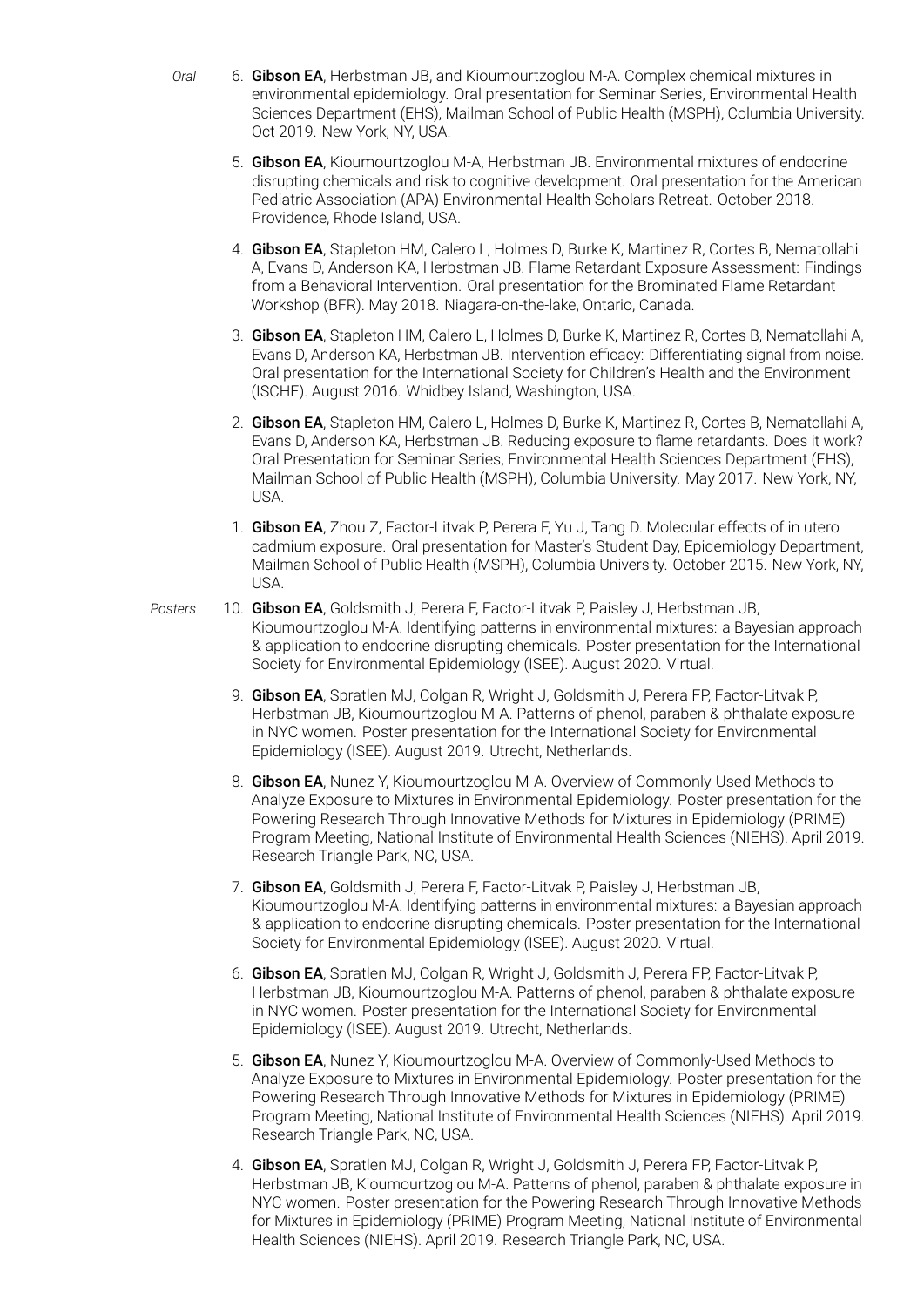*Oral*

6. **Gibson EA**, Herbstman JB, and Kioumourtzoglou M-A. Complex chemical mixtures in environmental epidemiology. Oral presentation for Seminar Series, Environmental Health Sciences Department (EHS), Mailman School of Public Health (MSPH), Columbia University. Oct 2019. New York, NY, USA.

5. **Gibson EA**, Kioumourtzoglou M-A, Herbstman JB. Environmental mixtures of endocrine disrupting chemicals and risk to cognitive development. Oral presentation for the American Pediatric Association (APA) Environmental Health Scholars Retreat. October 2018. Providence, Rhode Island, USA.

4. **Gibson EA**, Stapleton HM, Calero L, Holmes D, Burke K, Martinez R, Cortes B, Nematollahi A, Evans D, Anderson KA, Herbstman JB. Flame Retardant Exposure Assessment: Findings from a Behavioral Intervention. Oral presentation for the Brominated Flame Retardant Workshop (BFR). May 2018. Niagara-on-the-lake, Ontario, Canada.

3. **Gibson EA**, Stapleton HM, Calero L, Holmes D, Burke K, Martinez R, Cortes B, Nematollahi A, Evans D, Anderson KA, Herbstman JB. Intervention efficacy: Differentiating signal from noise. Oral presentation for the International Society for Children's Health and the Environment (ISCHE). August 2016. Whidbey Island, Washington, USA.

2. **Gibson EA**, Stapleton HM, Calero L, Holmes D, Burke K, Martinez R, Cortes B, Nematollahi A, Evans D, Anderson KA, Herbstman JB. Reducing exposure to flame retardants. Does it work? Oral Presentation for Seminar Series, Environmental Health Sciences Department (EHS), Mailman School of Public Health (MSPH), Columbia University. May 2017. New York, NY, USA.

1. **Gibson EA**, Zhou Z, Factor-Litvak P, Perera F, Yu J, Tang D. Molecular effects of in utero cadmium exposure. Oral presentation for Master's Student Day, Epidemiology Department, Mailman School of Public Health (MSPH), Columbia University. October 2015. New York, NY, USA.

*Posters*

10. **Gibson EA**, Goldsmith J, Perera F, Factor-Litvak P, Paisley J, Herbstman JB, Kioumourtzoglou M-A. Identifying patterns in environmental mixtures: a Bayesian approach & application to endocrine disrupting chemicals. Poster presentation for the International Society for Environmental Epidemiology (ISEE). August 2020. Virtual.

9. **Gibson EA**, Spratlen MJ, Colgan R, Wright J, Goldsmith J, Perera FP, Factor-Litvak P, Herbstman JB, Kioumourtzoglou M-A. Patterns of phenol, paraben & phthalate exposure in NYC women. Poster presentation for the International Society for Environmental Epidemiology (ISEE). August 2019. Utrecht, Netherlands.

8. **Gibson EA**, Nunez Y, Kioumourtzoglou M-A. Overview of Commonly-Used Methods to Analyze Exposure to Mixtures in Environmental Epidemiology. Poster presentation for the Powering Research Through Innovative Methods for Mixtures in Epidemiology (PRIME) Program Meeting, National Institute of Environmental Health Sciences (NIEHS). April 2019. Research Triangle Park, NC, USA.

7. **Gibson EA**, Goldsmith J, Perera F, Factor-Litvak P, Paisley J, Herbstman JB, Kioumourtzoglou M-A. Identifying patterns in environmental mixtures: a Bayesian approach & application to endocrine disrupting chemicals. Poster presentation for the International Society for Environmental Epidemiology (ISEE). August 2020. Virtual.

6. **Gibson EA**, Spratlen MJ, Colgan R, Wright J, Goldsmith J, Perera FP, Factor-Litvak P, Herbstman JB, Kioumourtzoglou M-A. Patterns of phenol, paraben & phthalate exposure in NYC women. Poster presentation for the International Society for Environmental Epidemiology (ISEE). August 2019. Utrecht, Netherlands.

5. **Gibson EA**, Nunez Y, Kioumourtzoglou M-A. Overview of Commonly-Used Methods to Analyze Exposure to Mixtures in Environmental Epidemiology. Poster presentation for the Powering Research Through Innovative Methods for Mixtures in Epidemiology (PRIME) Program Meeting, National Institute of Environmental Health Sciences (NIEHS). April 2019. Research Triangle Park, NC, USA.

4. **Gibson EA**, Spratlen MJ, Colgan R, Wright J, Goldsmith J, Perera FP, Factor-Litvak P, Herbstman JB, Kioumourtzoglou M-A. Patterns of phenol, paraben & phthalate exposure in NYC women. Poster presentation for the Powering Research Through Innovative Methods for Mixtures in Epidemiology (PRIME) Program Meeting, National Institute of Environmental Health Sciences (NIEHS). April 2019. Research Triangle Park, NC, USA.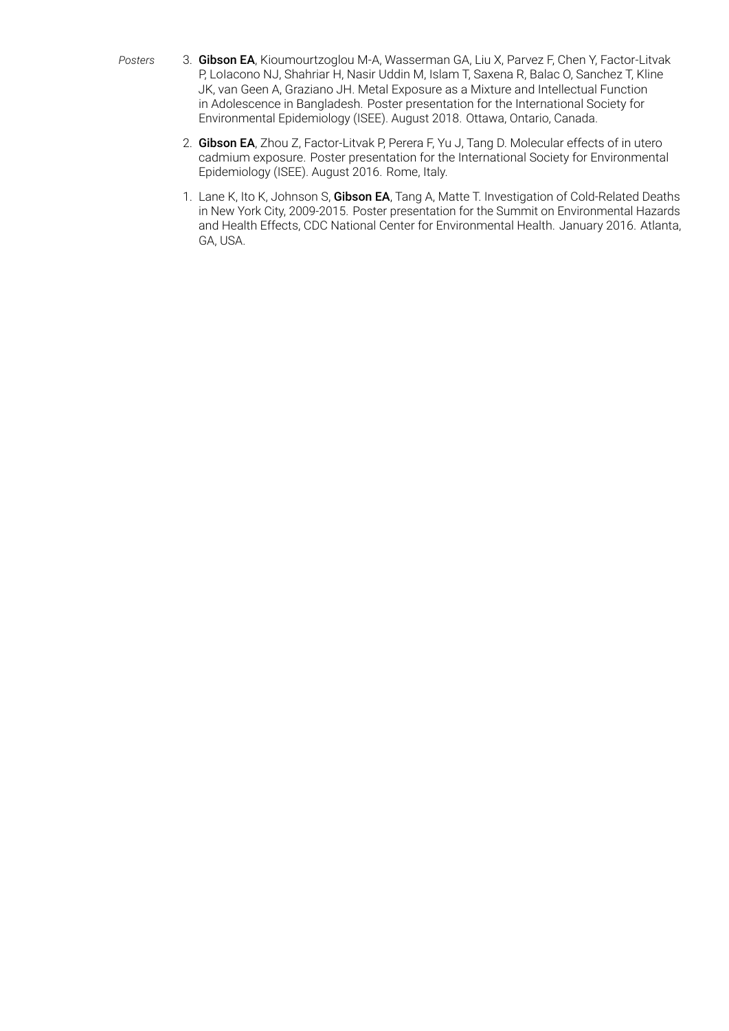*Posters*

3. **Gibson EA**, Kioumourtzoglou M-A, Wasserman GA, Liu X, Parvez F, Chen Y, Factor-Litvak P, LoIacono NJ, Shahriar H, Nasir Uddin M, Islam T, Saxena R, Balac O, Sanchez T, Kline JK, van Geen A, Graziano JH. Metal Exposure as a Mixture and Intellectual Function in Adolescence in Bangladesh. Poster presentation for the International Society for Environmental Epidemiology (ISEE). August 2018. Ottawa, Ontario, Canada.

2. **Gibson EA**, Zhou Z, Factor-Litvak P, Perera F, Yu J, Tang D. Molecular effects of in utero cadmium exposure. Poster presentation for the International Society for Environmental Epidemiology (ISEE). August 2016. Rome, Italy.

1. Lane K, Ito K, Johnson S, **Gibson EA**, Tang A, Matte T. Investigation of Cold-Related Deaths in New York City, 2009-2015. Poster presentation for the Summit on Environmental Hazards and Health Effects, CDC National Center for Environmental Health. January 2016. Atlanta, GA, USA.